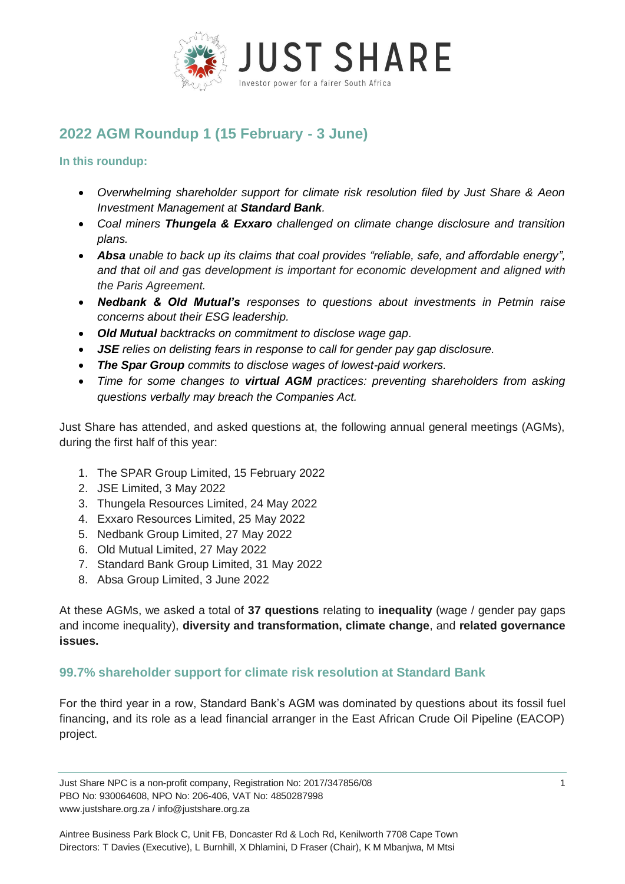# 2022 AGM Roundup 1 (15 February - 3 June)

### In this roundup:

- *Overwhelming shareholder support for climate risk resolution filed by Just Share & Aeon Investment Management at* ***Standard Bank****.*
- *Coal miners* ***Thungela & Exxaro*** *challenged on climate change disclosure and transition plans.*
- ***Absa*** *unable to back up its claims that coal provides "reliable, safe, and affordable energy", and that oil and gas development is important for economic development and aligned with the Paris Agreement.*
- ***Nedbank & Old Mutual's*** *responses to questions about investments in Petmin raise concerns about their ESG leadership.*
- ***Old Mutual*** *backtracks on commitment to disclose wage gap.*
- ***JSE*** *relies on delisting fears in response to call for gender pay gap disclosure.*
- ***The Spar Group*** *commits to disclose wages of lowest-paid workers.*
- *Time for some changes to* ***virtual AGM*** *practices: preventing shareholders from asking questions verbally may breach the Companies Act.*

Just Share has attended, and asked questions at, the following annual general meetings (AGMs), during the first half of this year:

1. The SPAR Group Limited, 15 February 2022
2. JSE Limited, 3 May 2022
3. Thungela Resources Limited, 24 May 2022
4. Exxaro Resources Limited, 25 May 2022
5. Nedbank Group Limited, 27 May 2022
6. Old Mutual Limited, 27 May 2022
7. Standard Bank Group Limited, 31 May 2022
8. Absa Group Limited, 3 June 2022

At these AGMs, we asked a total of **37 questions** relating to **inequality** (wage / gender pay gaps and income inequality), **diversity and transformation, climate change**, and **related governance issues.**

## 99.7% shareholder support for climate risk resolution at Standard Bank

For the third year in a row, Standard Bank's AGM was dominated by questions about its fossil fuel financing, and its role as a lead financial arranger in the East African Crude Oil Pipeline (EACOP) project.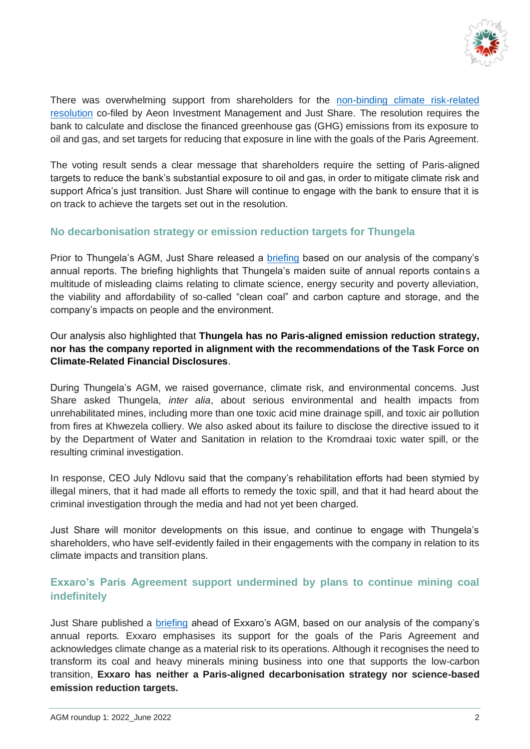There was overwhelming support from shareholders for the [non-binding climate risk-related resolution]() co-filed by Aeon Investment Management and Just Share. The resolution requires the bank to calculate and disclose the financed greenhouse gas (GHG) emissions from its exposure to oil and gas, and set targets for reducing that exposure in line with the goals of the Paris Agreement.

The voting result sends a clear message that shareholders require the setting of Paris-aligned targets to reduce the bank's substantial exposure to oil and gas, in order to mitigate climate risk and support Africa's just transition. Just Share will continue to engage with the bank to ensure that it is on track to achieve the targets set out in the resolution.

## No decarbonisation strategy or emission reduction targets for Thungela

Prior to Thungela's AGM, Just Share released a [briefing]() based on our analysis of the company's annual reports. The briefing highlights that Thungela's maiden suite of annual reports contains a multitude of misleading claims relating to climate science, energy security and poverty alleviation, the viability and affordability of so-called "clean coal" and carbon capture and storage, and the company's impacts on people and the environment.

Our analysis also highlighted that **Thungela has no Paris-aligned emission reduction strategy, nor has the company reported in alignment with the recommendations of the Task Force on Climate-Related Financial Disclosures**.

During Thungela's AGM, we raised governance, climate risk, and environmental concerns. Just Share asked Thungela, *inter alia*, about serious environmental and health impacts from unrehabilitated mines, including more than one toxic acid mine drainage spill, and toxic air pollution from fires at Khwezela colliery. We also asked about its failure to disclose the directive issued to it by the Department of Water and Sanitation in relation to the Kromdraai toxic water spill, or the resulting criminal investigation.

In response, CEO July Ndlovu said that the company's rehabilitation efforts had been stymied by illegal miners, that it had made all efforts to remedy the toxic spill, and that it had heard about the criminal investigation through the media and had not yet been charged.

Just Share will monitor developments on this issue, and continue to engage with Thungela's shareholders, who have self-evidently failed in their engagements with the company in relation to its climate impacts and transition plans.

## Exxaro's Paris Agreement support undermined by plans to continue mining coal indefinitely

Just Share published a [briefing]() ahead of Exxaro's AGM, based on our analysis of the company's annual reports. Exxaro emphasises its support for the goals of the Paris Agreement and acknowledges climate change as a material risk to its operations. Although it recognises the need to transform its coal and heavy minerals mining business into one that supports the low-carbon transition, **Exxaro has neither a Paris-aligned decarbonisation strategy nor science-based emission reduction targets.**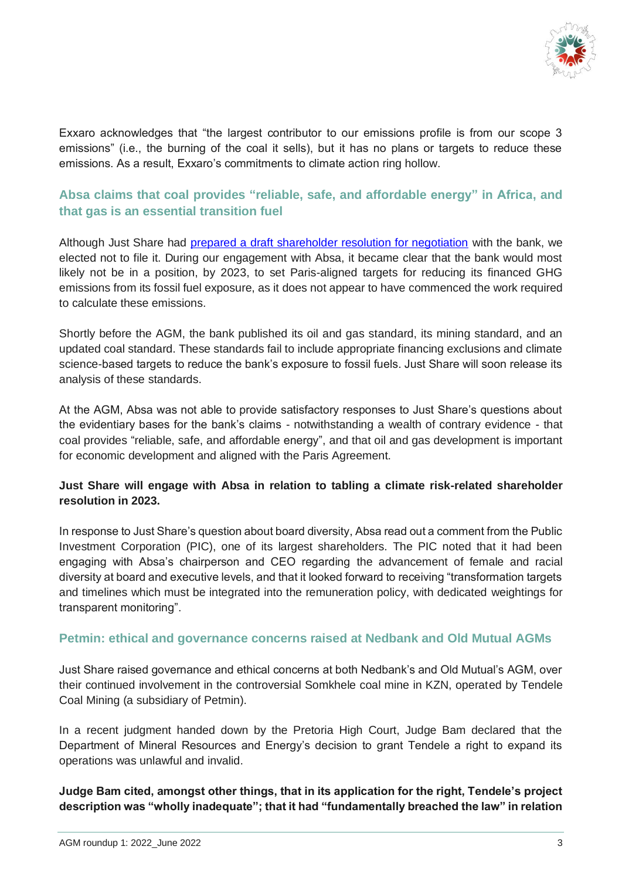Exxaro acknowledges that "the largest contributor to our emissions profile is from our scope 3 emissions" (i.e., the burning of the coal it sells), but it has no plans or targets to reduce these emissions. As a result, Exxaro's commitments to climate action ring hollow.

## Absa claims that coal provides "reliable, safe, and affordable energy" in Africa, and that gas is an essential transition fuel

Although Just Share had [prepared a draft shareholder resolution for negotiation]() with the bank, we elected not to file it. During our engagement with Absa, it became clear that the bank would most likely not be in a position, by 2023, to set Paris-aligned targets for reducing its financed GHG emissions from its fossil fuel exposure, as it does not appear to have commenced the work required to calculate these emissions.

Shortly before the AGM, the bank published its oil and gas standard, its mining standard, and an updated coal standard. These standards fail to include appropriate financing exclusions and climate science-based targets to reduce the bank's exposure to fossil fuels. Just Share will soon release its analysis of these standards.

At the AGM, Absa was not able to provide satisfactory responses to Just Share's questions about the evidentiary bases for the bank's claims - notwithstanding a wealth of contrary evidence - that coal provides "reliable, safe, and affordable energy", and that oil and gas development is important for economic development and aligned with the Paris Agreement.

**Just Share will engage with Absa in relation to tabling a climate risk-related shareholder resolution in 2023.**

In response to Just Share's question about board diversity, Absa read out a comment from the Public Investment Corporation (PIC), one of its largest shareholders. The PIC noted that it had been engaging with Absa's chairperson and CEO regarding the advancement of female and racial diversity at board and executive levels, and that it looked forward to receiving "transformation targets and timelines which must be integrated into the remuneration policy, with dedicated weightings for transparent monitoring".

## Petmin: ethical and governance concerns raised at Nedbank and Old Mutual AGMs

Just Share raised governance and ethical concerns at both Nedbank's and Old Mutual's AGM, over their continued involvement in the controversial Somkhele coal mine in KZN, operated by Tendele Coal Mining (a subsidiary of Petmin).

In a recent judgment handed down by the Pretoria High Court, Judge Bam declared that the Department of Mineral Resources and Energy's decision to grant Tendele a right to expand its operations was unlawful and invalid.

**Judge Bam cited, amongst other things, that in its application for the right, Tendele's project description was "wholly inadequate"; that it had "fundamentally breached the law" in relation**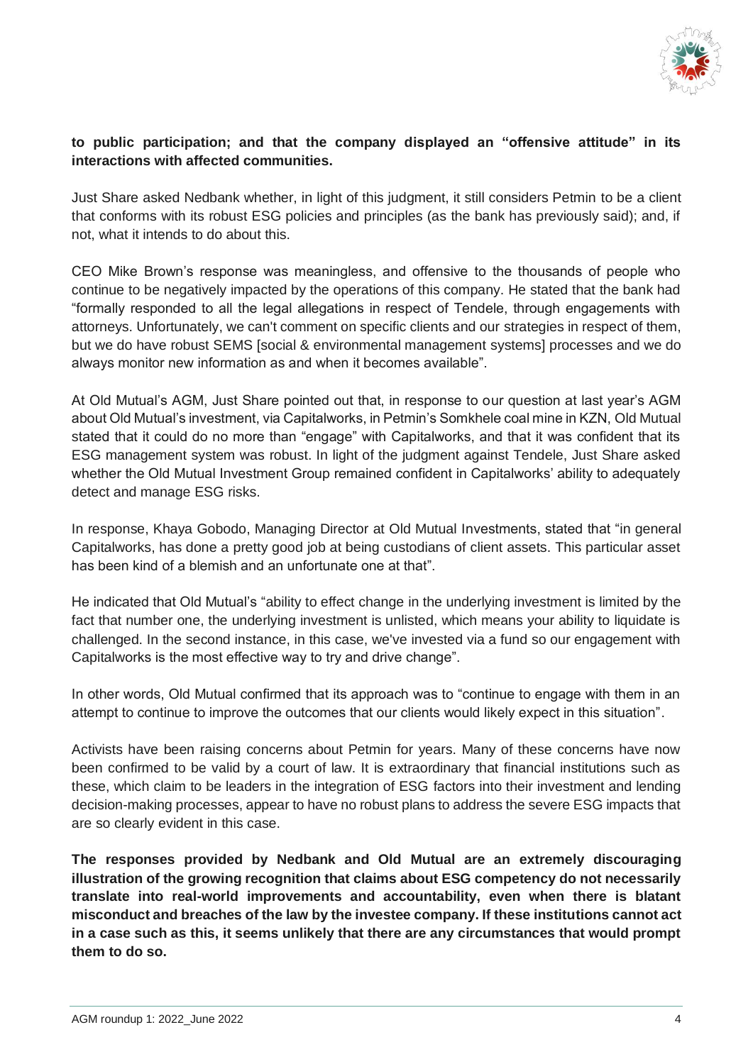**to public participation; and that the company displayed an "offensive attitude" in its interactions with affected communities.**

Just Share asked Nedbank whether, in light of this judgment, it still considers Petmin to be a client that conforms with its robust ESG policies and principles (as the bank has previously said); and, if not, what it intends to do about this.

CEO Mike Brown's response was meaningless, and offensive to the thousands of people who continue to be negatively impacted by the operations of this company. He stated that the bank had "formally responded to all the legal allegations in respect of Tendele, through engagements with attorneys. Unfortunately, we can't comment on specific clients and our strategies in respect of them, but we do have robust SEMS [social & environmental management systems] processes and we do always monitor new information as and when it becomes available".

At Old Mutual's AGM, Just Share pointed out that, in response to our question at last year's AGM about Old Mutual's investment, via Capitalworks, in Petmin's Somkhele coal mine in KZN, Old Mutual stated that it could do no more than "engage" with Capitalworks, and that it was confident that its ESG management system was robust. In light of the judgment against Tendele, Just Share asked whether the Old Mutual Investment Group remained confident in Capitalworks' ability to adequately detect and manage ESG risks.

In response, Khaya Gobodo, Managing Director at Old Mutual Investments, stated that "in general Capitalworks, has done a pretty good job at being custodians of client assets. This particular asset has been kind of a blemish and an unfortunate one at that".

He indicated that Old Mutual's "ability to effect change in the underlying investment is limited by the fact that number one, the underlying investment is unlisted, which means your ability to liquidate is challenged. In the second instance, in this case, we've invested via a fund so our engagement with Capitalworks is the most effective way to try and drive change".

In other words, Old Mutual confirmed that its approach was to "continue to engage with them in an attempt to continue to improve the outcomes that our clients would likely expect in this situation".

Activists have been raising concerns about Petmin for years. Many of these concerns have now been confirmed to be valid by a court of law. It is extraordinary that financial institutions such as these, which claim to be leaders in the integration of ESG factors into their investment and lending decision-making processes, appear to have no robust plans to address the severe ESG impacts that are so clearly evident in this case.

**The responses provided by Nedbank and Old Mutual are an extremely discouraging illustration of the growing recognition that claims about ESG competency do not necessarily translate into real-world improvements and accountability, even when there is blatant misconduct and breaches of the law by the investee company. If these institutions cannot act in a case such as this, it seems unlikely that there are any circumstances that would prompt them to do so.**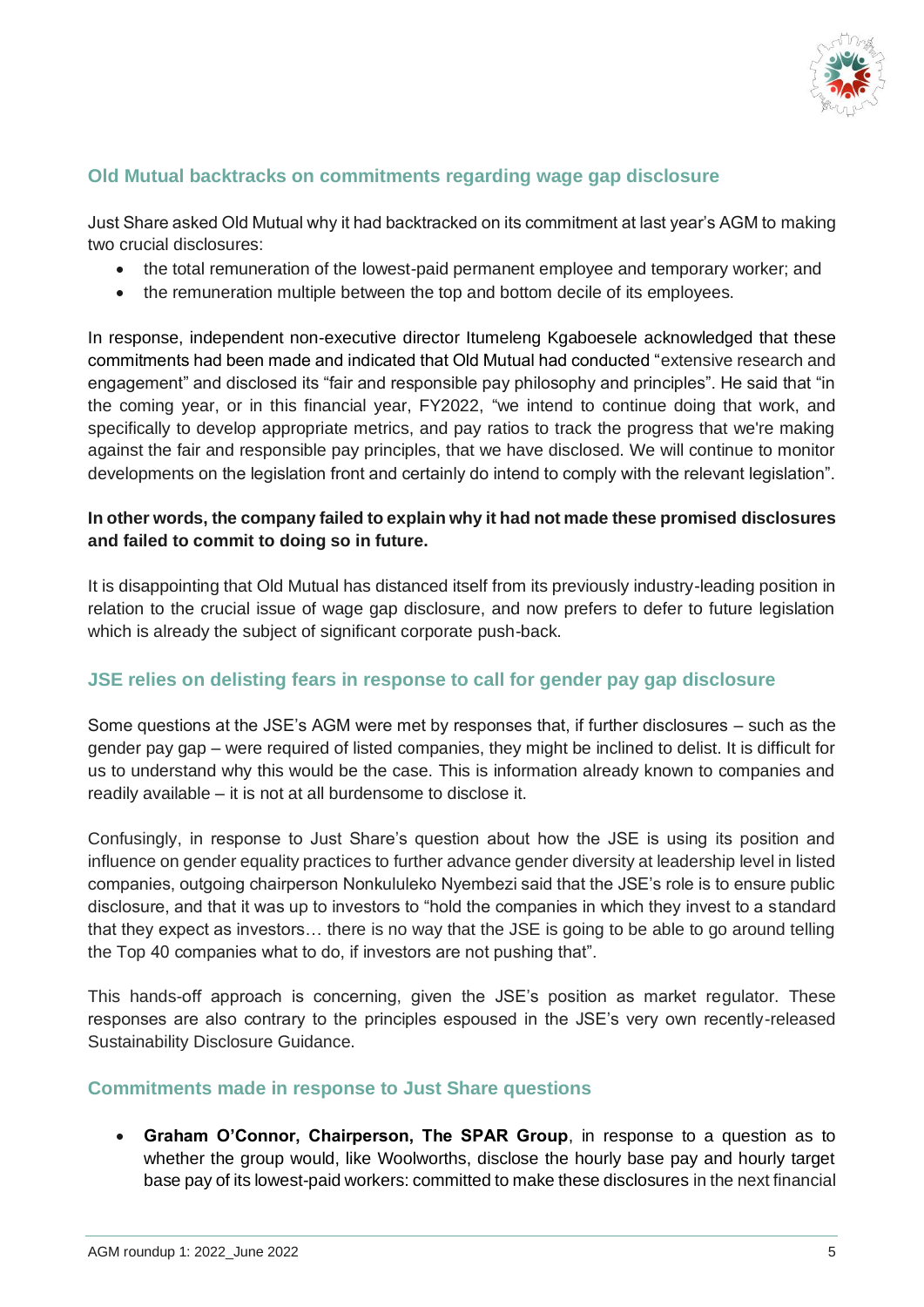## Old Mutual backtracks on commitments regarding wage gap disclosure

Just Share asked Old Mutual why it had backtracked on its commitment at last year's AGM to making two crucial disclosures:

- the total remuneration of the lowest-paid permanent employee and temporary worker; and
- the remuneration multiple between the top and bottom decile of its employees.

In response, independent non-executive director Itumeleng Kgaboesele acknowledged that these commitments had been made and indicated that Old Mutual had conducted "extensive research and engagement" and disclosed its "fair and responsible pay philosophy and principles". He said that "in the coming year, or in this financial year, FY2022, "we intend to continue doing that work, and specifically to develop appropriate metrics, and pay ratios to track the progress that we're making against the fair and responsible pay principles, that we have disclosed. We will continue to monitor developments on the legislation front and certainly do intend to comply with the relevant legislation".

**In other words, the company failed to explain why it had not made these promised disclosures and failed to commit to doing so in future.**

It is disappointing that Old Mutual has distanced itself from its previously industry-leading position in relation to the crucial issue of wage gap disclosure, and now prefers to defer to future legislation which is already the subject of significant corporate push-back.

## JSE relies on delisting fears in response to call for gender pay gap disclosure

Some questions at the JSE's AGM were met by responses that, if further disclosures – such as the gender pay gap – were required of listed companies, they might be inclined to delist. It is difficult for us to understand why this would be the case. This is information already known to companies and readily available – it is not at all burdensome to disclose it.

Confusingly, in response to Just Share's question about how the JSE is using its position and influence on gender equality practices to further advance gender diversity at leadership level in listed companies, outgoing chairperson Nonkululeko Nyembezi said that the JSE's role is to ensure public disclosure, and that it was up to investors to "hold the companies in which they invest to a standard that they expect as investors… there is no way that the JSE is going to be able to go around telling the Top 40 companies what to do, if investors are not pushing that".

This hands-off approach is concerning, given the JSE's position as market regulator. These responses are also contrary to the principles espoused in the JSE's very own recently-released Sustainability Disclosure Guidance.

## Commitments made in response to Just Share questions

- **Graham O'Connor, Chairperson, The SPAR Group**, in response to a question as to whether the group would, like Woolworths, disclose the hourly base pay and hourly target base pay of its lowest-paid workers: committed to make these disclosures in the next financial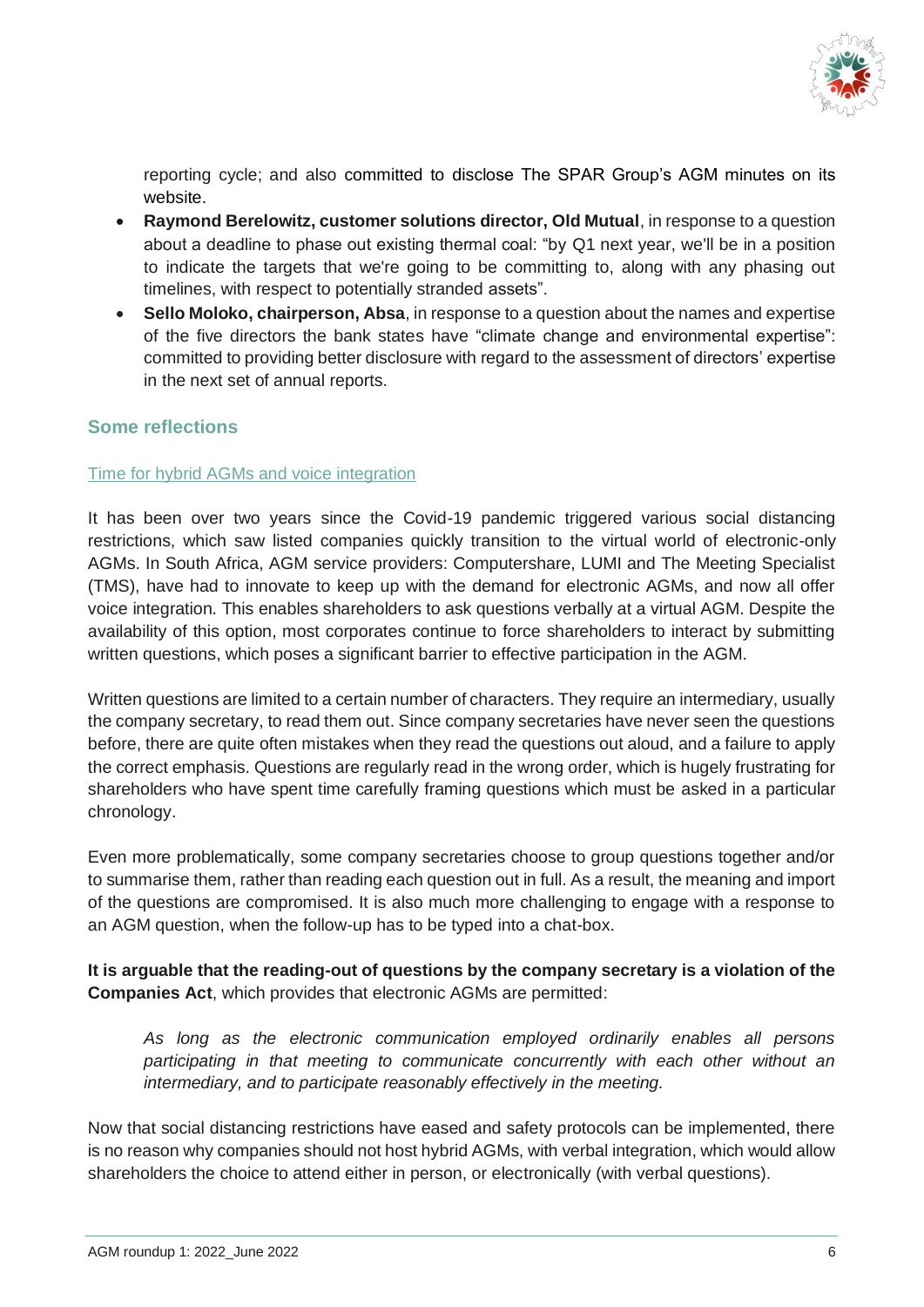reporting cycle; and also committed to disclose The SPAR Group's AGM minutes on its website.

- **Raymond Berelowitz, customer solutions director, Old Mutual**, in response to a question about a deadline to phase out existing thermal coal: "by Q1 next year, we'll be in a position to indicate the targets that we're going to be committing to, along with any phasing out timelines, with respect to potentially stranded assets".
- **Sello Moloko, chairperson, Absa**, in response to a question about the names and expertise of the five directors the bank states have "climate change and environmental expertise": committed to providing better disclosure with regard to the assessment of directors' expertise in the next set of annual reports.

## Some reflections

### Time for hybrid AGMs and voice integration

It has been over two years since the Covid-19 pandemic triggered various social distancing restrictions, which saw listed companies quickly transition to the virtual world of electronic-only AGMs. In South Africa, AGM service providers: Computershare, LUMI and The Meeting Specialist (TMS), have had to innovate to keep up with the demand for electronic AGMs, and now all offer voice integration. This enables shareholders to ask questions verbally at a virtual AGM. Despite the availability of this option, most corporates continue to force shareholders to interact by submitting written questions, which poses a significant barrier to effective participation in the AGM.

Written questions are limited to a certain number of characters. They require an intermediary, usually the company secretary, to read them out. Since company secretaries have never seen the questions before, there are quite often mistakes when they read the questions out aloud, and a failure to apply the correct emphasis. Questions are regularly read in the wrong order, which is hugely frustrating for shareholders who have spent time carefully framing questions which must be asked in a particular chronology.

Even more problematically, some company secretaries choose to group questions together and/or to summarise them, rather than reading each question out in full. As a result, the meaning and import of the questions are compromised. It is also much more challenging to engage with a response to an AGM question, when the follow-up has to be typed into a chat-box.

**It is arguable that the reading-out of questions by the company secretary is a violation of the Companies Act**, which provides that electronic AGMs are permitted:

> *As long as the electronic communication employed ordinarily enables all persons participating in that meeting to communicate concurrently with each other without an intermediary, and to participate reasonably effectively in the meeting.*

Now that social distancing restrictions have eased and safety protocols can be implemented, there is no reason why companies should not host hybrid AGMs, with verbal integration, which would allow shareholders the choice to attend either in person, or electronically (with verbal questions).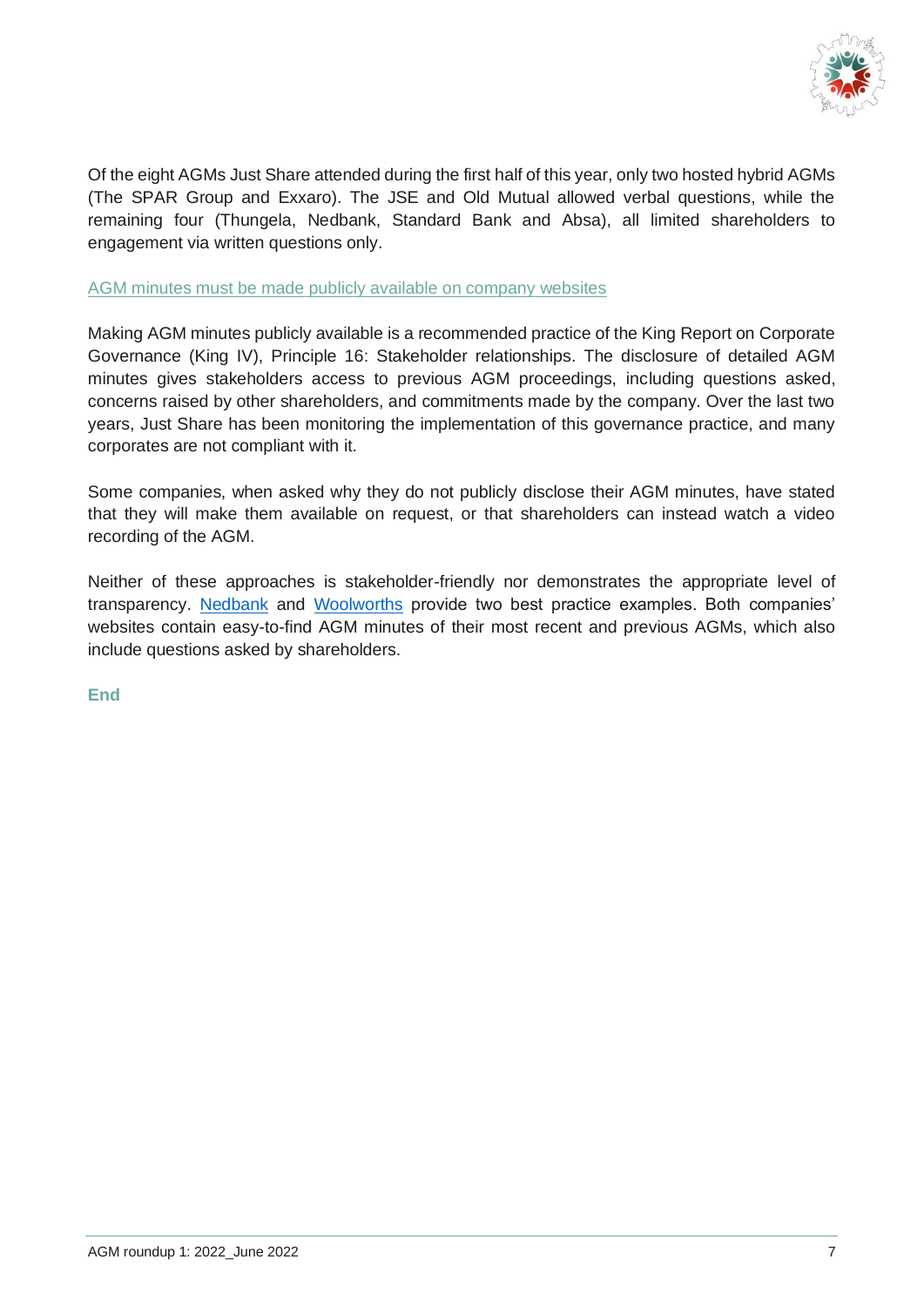Of the eight AGMs Just Share attended during the first half of this year, only two hosted hybrid AGMs (The SPAR Group and Exxaro). The JSE and Old Mutual allowed verbal questions, while the remaining four (Thungela, Nedbank, Standard Bank and Absa), all limited shareholders to engagement via written questions only.

## AGM minutes must be made publicly available on company websites

Making AGM minutes publicly available is a recommended practice of the King Report on Corporate Governance (King IV), Principle 16: Stakeholder relationships. The disclosure of detailed AGM minutes gives stakeholders access to previous AGM proceedings, including questions asked, concerns raised by other shareholders, and commitments made by the company. Over the last two years, Just Share has been monitoring the implementation of this governance practice, and many corporates are not compliant with it.

Some companies, when asked why they do not publicly disclose their AGM minutes, have stated that they will make them available on request, or that shareholders can instead watch a video recording of the AGM.

Neither of these approaches is stakeholder-friendly nor demonstrates the appropriate level of transparency. Nedbank and Woolworths provide two best practice examples. Both companies' websites contain easy-to-find AGM minutes of their most recent and previous AGMs, which also include questions asked by shareholders.

**End**